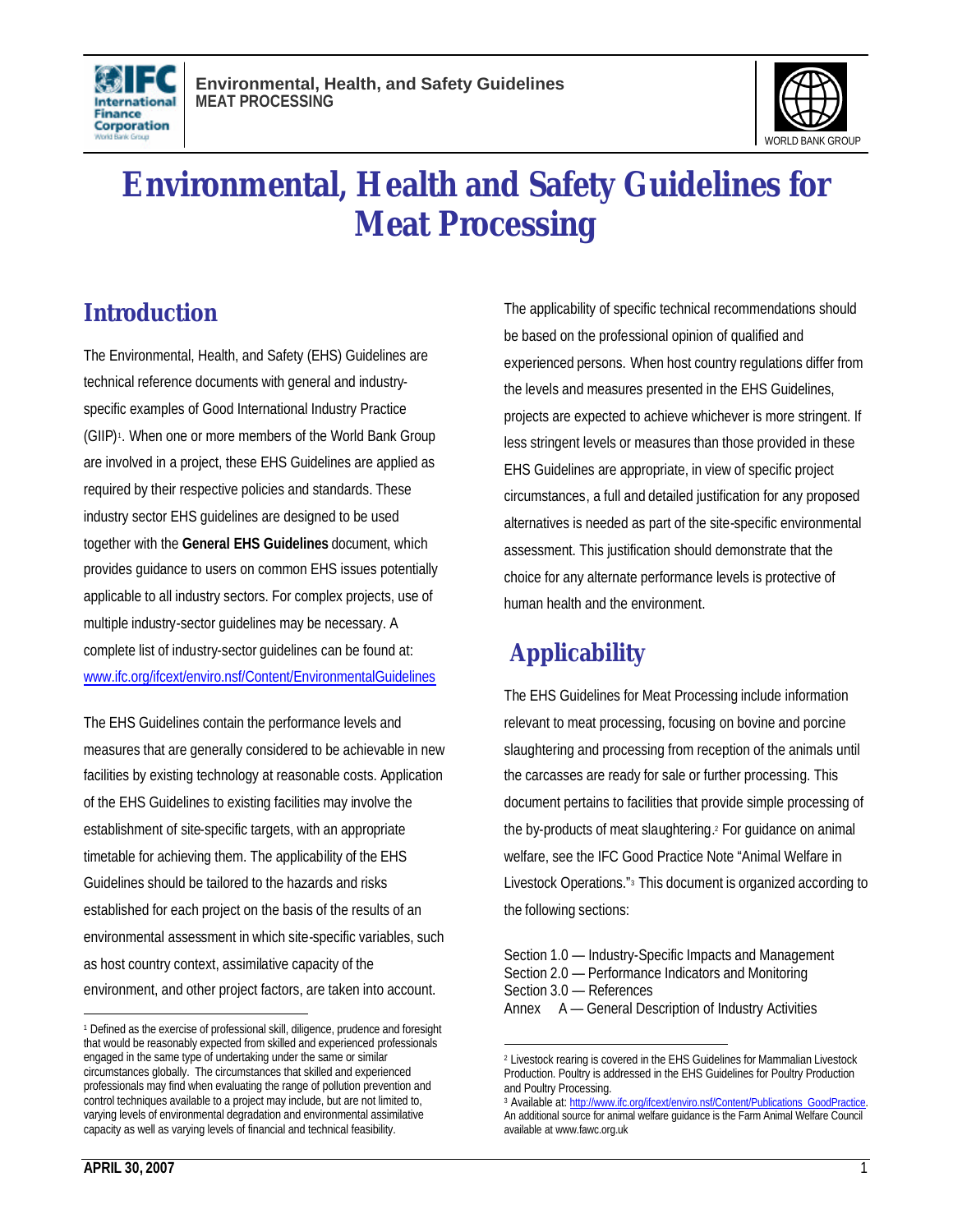# Environmental, Health and Safety Guidelines for Meat Processing

## Introduction

The Environmental, Health, and Safety (EHS) Guidelines are technical reference documents with general and industry-specific examples of Good International Industry Practice (GIIP)[1]. When one or more members of the World Bank Group are involved in a project, these EHS Guidelines are applied as required by their respective policies and standards. These industry sector EHS guidelines are designed to be used together with the **General EHS Guidelines** document, which provides guidance to users on common EHS issues potentially applicable to all industry sectors. For complex projects, use of multiple industry-sector guidelines may be necessary. A complete list of industry-sector guidelines can be found at: www.ifc.org/ifcext/enviro.nsf/Content/EnvironmentalGuidelines

The EHS Guidelines contain the performance levels and measures that are generally considered to be achievable in new facilities by existing technology at reasonable costs. Application of the EHS Guidelines to existing facilities may involve the establishment of site-specific targets, with an appropriate timetable for achieving them. The applicability of the EHS Guidelines should be tailored to the hazards and risks established for each project on the basis of the results of an environmental assessment in which site-specific variables, such as host country context, assimilative capacity of the environment, and other project factors, are taken into account.

The applicability of specific technical recommendations should be based on the professional opinion of qualified and experienced persons. When host country regulations differ from the levels and measures presented in the EHS Guidelines, projects are expected to achieve whichever is more stringent. If less stringent levels or measures than those provided in these EHS Guidelines are appropriate, in view of specific project circumstances, a full and detailed justification for any proposed alternatives is needed as part of the site-specific environmental assessment. This justification should demonstrate that the choice for any alternate performance levels is protective of human health and the environment.

## Applicability

The EHS Guidelines for Meat Processing include information relevant to meat processing, focusing on bovine and porcine slaughtering and processing from reception of the animals until the carcasses are ready for sale or further processing. This document pertains to facilities that provide simple processing of the by-products of meat slaughtering.[2] For guidance on animal welfare, see the IFC Good Practice Note "Animal Welfare in Livestock Operations."[3] This document is organized according to the following sections:

Section 1.0 — Industry-Specific Impacts and Management
Section 2.0 — Performance Indicators and Monitoring
Section 3.0 — References
Annex A — General Description of Industry Activities

---

[1] Defined as the exercise of professional skill, diligence, prudence and foresight that would be reasonably expected from skilled and experienced professionals engaged in the same type of undertaking under the same or similar circumstances globally. The circumstances that skilled and experienced professionals may find when evaluating the range of pollution prevention and control techniques available to a project may include, but are not limited to, varying levels of environmental degradation and environmental assimilative capacity as well as varying levels of financial and technical feasibility.

[2] Livestock rearing is covered in the EHS Guidelines for Mammalian Livestock Production. Poultry is addressed in the EHS Guidelines for Poultry Production and Poultry Processing.

[3] Available at: http://www.ifc.org/ifcext/enviro.nsf/Content/Publications_GoodPractice. An additional source for animal welfare guidance is the Farm Animal Welfare Council available at www.fawc.org.uk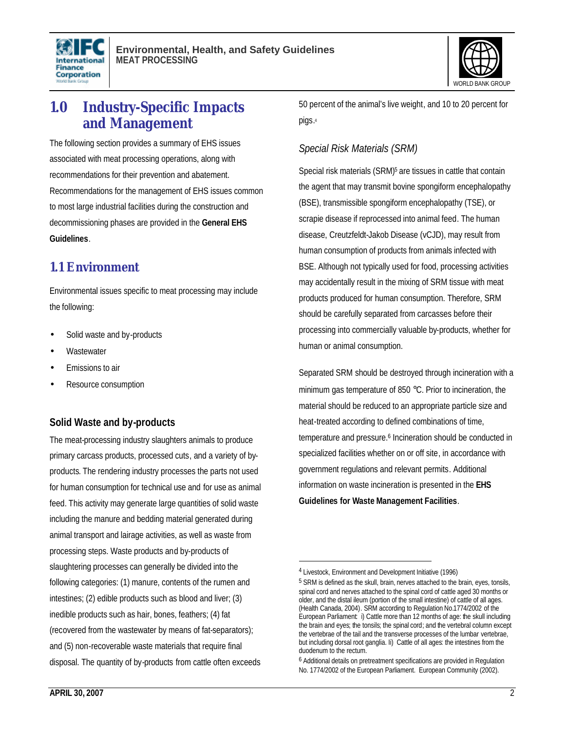# 1.0 Industry-Specific Impacts and Management

The following section provides a summary of EHS issues associated with meat processing operations, along with recommendations for their prevention and abatement. Recommendations for the management of EHS issues common to most large industrial facilities during the construction and decommissioning phases are provided in the **General EHS Guidelines**.

## 1.1 Environment

Environmental issues specific to meat processing may include the following:

- Solid waste and by-products
- Wastewater
- Emissions to air
- Resource consumption

### Solid Waste and by-products

The meat-processing industry slaughters animals to produce primary carcass products, processed cuts, and a variety of by-products. The rendering industry processes the parts not used for human consumption for technical use and for use as animal feed. This activity may generate large quantities of solid waste including the manure and bedding material generated during animal transport and lairage activities, as well as waste from processing steps. Waste products and by-products of slaughtering processes can generally be divided into the following categories: (1) manure, contents of the rumen and intestines; (2) edible products such as blood and liver; (3) inedible products such as hair, bones, feathers; (4) fat (recovered from the wastewater by means of fat-separators); and (5) non-recoverable waste materials that require final disposal. The quantity of by-products from cattle often exceeds 50 percent of the animal's live weight, and 10 to 20 percent for pigs.[4]

*Special Risk Materials (SRM)*

Special risk materials (SRM)[5] are tissues in cattle that contain the agent that may transmit bovine spongiform encephalopathy (BSE), transmissible spongiform encephalopathy (TSE), or scrapie disease if reprocessed into animal feed. The human disease, Creutzfeldt-Jakob Disease (vCJD), may result from human consumption of products from animals infected with BSE. Although not typically used for food, processing activities may accidentally result in the mixing of SRM tissue with meat products produced for human consumption. Therefore, SRM should be carefully separated from carcasses before their processing into commercially valuable by-products, whether for human or animal consumption.

Separated SRM should be destroyed through incineration with a minimum gas temperature of 850 °C. Prior to incineration, the material should be reduced to an appropriate particle size and heat-treated according to defined combinations of time, temperature and pressure.[6] Incineration should be conducted in specialized facilities whether on or off site, in accordance with government regulations and relevant permits. Additional information on waste incineration is presented in the **EHS Guidelines for Waste Management Facilities**.

---

[4] Livestock, Environment and Development Initiative (1996)

[5] SRM is defined as the skull, brain, nerves attached to the brain, eyes, tonsils, spinal cord and nerves attached to the spinal cord of cattle aged 30 months or older, and the distal ileum (portion of the small intestine) of cattle of all ages. (Health Canada, 2004). SRM according to Regulation No.1774/2002 of the European Parliament: i) Cattle more than 12 months of age: the skull including the brain and eyes; the tonsils; the spinal cord; and the vertebral column except the vertebrae of the tail and the transverse processes of the lumbar vertebrae, but including dorsal root ganglia. Ii) Cattle of all ages: the intestines from the duodenum to the rectum.

[6] Additional details on pretreatment specifications are provided in Regulation No. 1774/2002 of the European Parliament. European Community (2002).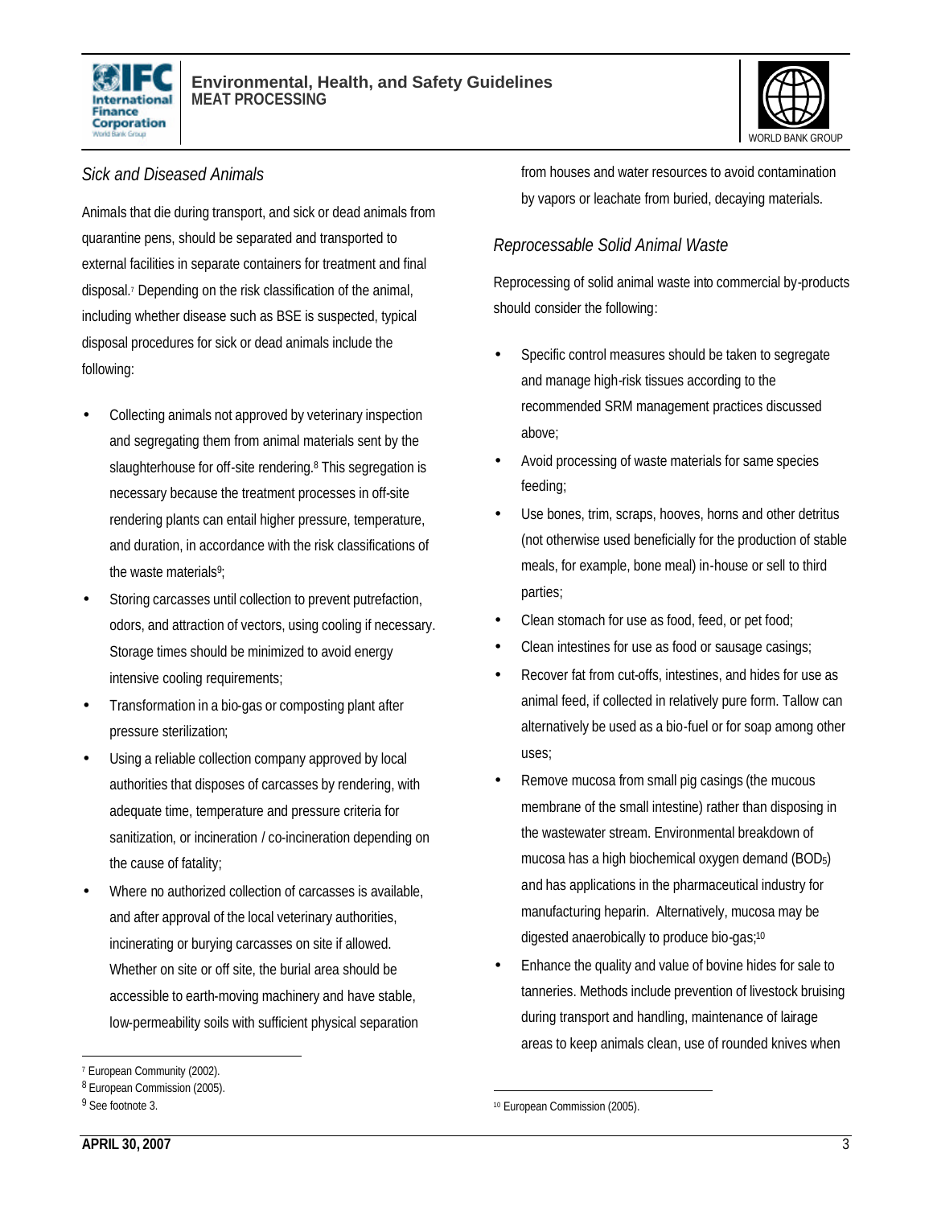### *Sick and Diseased Animals*

Animals that die during transport, and sick or dead animals from quarantine pens, should be separated and transported to external facilities in separate containers for treatment and final disposal.[7] Depending on the risk classification of the animal, including whether disease such as BSE is suspected, typical disposal procedures for sick or dead animals include the following:

- Collecting animals not approved by veterinary inspection and segregating them from animal materials sent by the slaughterhouse for off-site rendering.[8] This segregation is necessary because the treatment processes in off-site rendering plants can entail higher pressure, temperature, and duration, in accordance with the risk classifications of the waste materials[9];
- Storing carcasses until collection to prevent putrefaction, odors, and attraction of vectors, using cooling if necessary. Storage times should be minimized to avoid energy intensive cooling requirements;
- Transformation in a bio-gas or composting plant after pressure sterilization;
- Using a reliable collection company approved by local authorities that disposes of carcasses by rendering, with adequate time, temperature and pressure criteria for sanitization, or incineration / co-incineration depending on the cause of fatality;
- Where no authorized collection of carcasses is available, and after approval of the local veterinary authorities, incinerating or burying carcasses on site if allowed. Whether on site or off site, the burial area should be accessible to earth-moving machinery and have stable, low-permeability soils with sufficient physical separation from houses and water resources to avoid contamination by vapors or leachate from buried, decaying materials.

### *Reprocessable Solid Animal Waste*

Reprocessing of solid animal waste into commercial by-products should consider the following:

- Specific control measures should be taken to segregate and manage high-risk tissues according to the recommended SRM management practices discussed above;
- Avoid processing of waste materials for same species feeding;
- Use bones, trim, scraps, hooves, horns and other detritus (not otherwise used beneficially for the production of stable meals, for example, bone meal) in-house or sell to third parties;
- Clean stomach for use as food, feed, or pet food;
- Clean intestines for use as food or sausage casings;
- Recover fat from cut-offs, intestines, and hides for use as animal feed, if collected in relatively pure form. Tallow can alternatively be used as a bio-fuel or for soap among other uses;
- Remove mucosa from small pig casings (the mucous membrane of the small intestine) rather than disposing in the wastewater stream. Environmental breakdown of mucosa has a high biochemical oxygen demand ($BOD_5$) and has applications in the pharmaceutical industry for manufacturing heparin. Alternatively, mucosa may be digested anaerobically to produce bio-gas;[10]
- Enhance the quality and value of bovine hides for sale to tanneries. Methods include prevention of livestock bruising during transport and handling, maintenance of lairage areas to keep animals clean, use of rounded knives when

---

[7] European Community (2002).

[8] European Commission (2005).

[9] See footnote 3.

[10] European Commission (2005).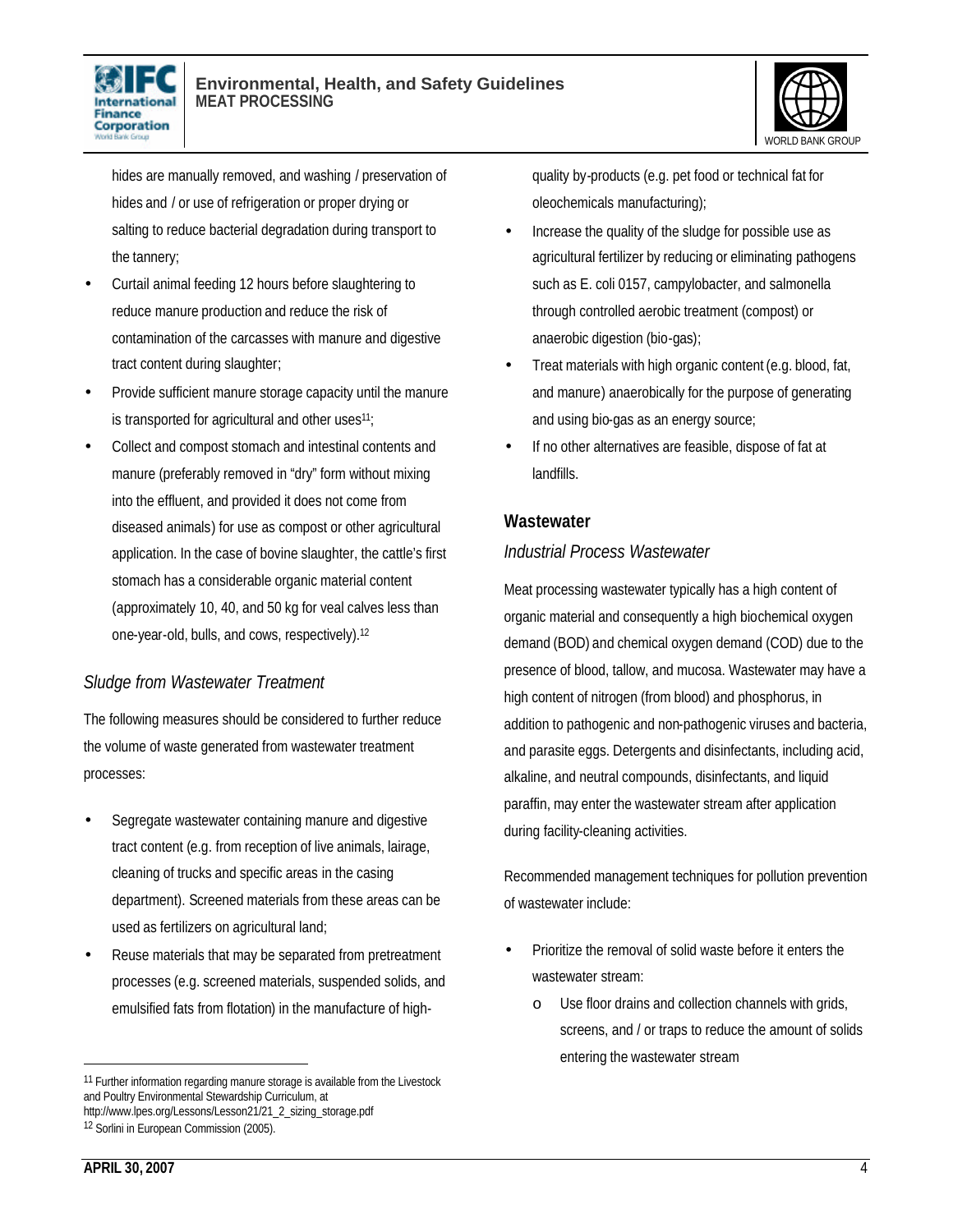hides are manually removed, and washing / preservation of hides and / or use of refrigeration or proper drying or salting to reduce bacterial degradation during transport to the tannery;

- Curtail animal feeding 12 hours before slaughtering to reduce manure production and reduce the risk of contamination of the carcasses with manure and digestive tract content during slaughter;
- Provide sufficient manure storage capacity until the manure is transported for agricultural and other uses[11];
- Collect and compost stomach and intestinal contents and manure (preferably removed in "dry" form without mixing into the effluent, and provided it does not come from diseased animals) for use as compost or other agricultural application. In the case of bovine slaughter, the cattle's first stomach has a considerable organic material content (approximately 10, 40, and 50 kg for veal calves less than one-year-old, bulls, and cows, respectively).[12]

### *Sludge from Wastewater Treatment*

The following measures should be considered to further reduce the volume of waste generated from wastewater treatment processes:

- Segregate wastewater containing manure and digestive tract content (e.g. from reception of live animals, lairage, cleaning of trucks and specific areas in the casing department). Screened materials from these areas can be used as fertilizers on agricultural land;
- Reuse materials that may be separated from pretreatment processes (e.g. screened materials, suspended solids, and emulsified fats from flotation) in the manufacture of high-quality by-products (e.g. pet food or technical fat for oleochemicals manufacturing);
- Increase the quality of the sludge for possible use as agricultural fertilizer by reducing or eliminating pathogens such as E. coli 0157, campylobacter, and salmonella through controlled aerobic treatment (compost) or anaerobic digestion (bio-gas);
- Treat materials with high organic content (e.g. blood, fat, and manure) anaerobically for the purpose of generating and using bio-gas as an energy source;
- If no other alternatives are feasible, dispose of fat at landfills.

## Wastewater

### *Industrial Process Wastewater*

Meat processing wastewater typically has a high content of organic material and consequently a high biochemical oxygen demand (BOD) and chemical oxygen demand (COD) due to the presence of blood, tallow, and mucosa. Wastewater may have a high content of nitrogen (from blood) and phosphorus, in addition to pathogenic and non-pathogenic viruses and bacteria, and parasite eggs. Detergents and disinfectants, including acid, alkaline, and neutral compounds, disinfectants, and liquid paraffin, may enter the wastewater stream after application during facility-cleaning activities.

Recommended management techniques for pollution prevention of wastewater include:

- Prioritize the removal of solid waste before it enters the wastewater stream:
  - Use floor drains and collection channels with grids, screens, and / or traps to reduce the amount of solids entering the wastewater stream

---

[11] Further information regarding manure storage is available from the Livestock and Poultry Environmental Stewardship Curriculum, at http://www.lpes.org/Lessons/Lesson21/21_2_sizing_storage.pdf

[12] Sorlini in European Commission (2005).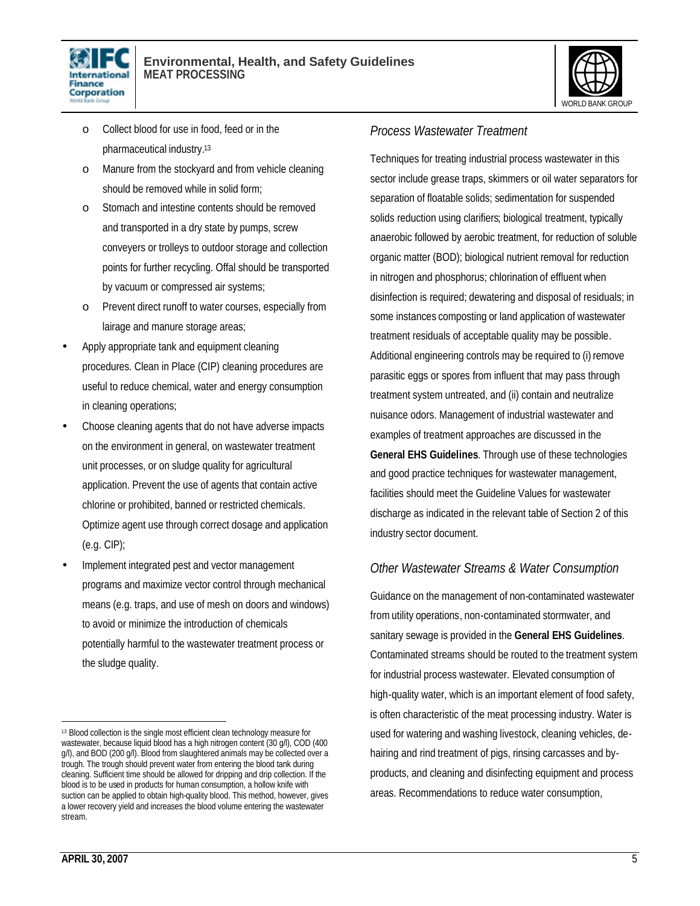- Collect blood for use in food, feed or in the pharmaceutical industry.[13]
- Manure from the stockyard and from vehicle cleaning should be removed while in solid form;
- Stomach and intestine contents should be removed and transported in a dry state by pumps, screw conveyers or trolleys to outdoor storage and collection points for further recycling. Offal should be transported by vacuum or compressed air systems;
- Prevent direct runoff to water courses, especially from lairage and manure storage areas;

- Apply appropriate tank and equipment cleaning procedures. Clean in Place (CIP) cleaning procedures are useful to reduce chemical, water and energy consumption in cleaning operations;
- Choose cleaning agents that do not have adverse impacts on the environment in general, on wastewater treatment unit processes, or on sludge quality for agricultural application. Prevent the use of agents that contain active chlorine or prohibited, banned or restricted chemicals. Optimize agent use through correct dosage and application (e.g. CIP);
- Implement integrated pest and vector management programs and maximize vector control through mechanical means (e.g. traps, and use of mesh on doors and windows) to avoid or minimize the introduction of chemicals potentially harmful to the wastewater treatment process or the sludge quality.

### *Process Wastewater Treatment*

Techniques for treating industrial process wastewater in this sector include grease traps, skimmers or oil water separators for separation of floatable solids; sedimentation for suspended solids reduction using clarifiers; biological treatment, typically anaerobic followed by aerobic treatment, for reduction of soluble organic matter (BOD); biological nutrient removal for reduction in nitrogen and phosphorus; chlorination of effluent when disinfection is required; dewatering and disposal of residuals; in some instances composting or land application of wastewater treatment residuals of acceptable quality may be possible. Additional engineering controls may be required to (i) remove parasitic eggs or spores from influent that may pass through treatment system untreated, and (ii) contain and neutralize nuisance odors. Management of industrial wastewater and examples of treatment approaches are discussed in the **General EHS Guidelines**. Through use of these technologies and good practice techniques for wastewater management, facilities should meet the Guideline Values for wastewater discharge as indicated in the relevant table of Section 2 of this industry sector document.

### *Other Wastewater Streams & Water Consumption*

Guidance on the management of non-contaminated wastewater from utility operations, non-contaminated stormwater, and sanitary sewage is provided in the **General EHS Guidelines**. Contaminated streams should be routed to the treatment system for industrial process wastewater. Elevated consumption of high-quality water, which is an important element of food safety, is often characteristic of the meat processing industry. Water is used for watering and washing livestock, cleaning vehicles, de-hairing and rind treatment of pigs, rinsing carcasses and by-products, and cleaning and disinfecting equipment and process areas. Recommendations to reduce water consumption,

---

[13] Blood collection is the single most efficient clean technology measure for wastewater, because liquid blood has a high nitrogen content (30 g/l), COD (400 g/l), and BOD (200 g/l). Blood from slaughtered animals may be collected over a trough. The trough should prevent water from entering the blood tank during cleaning. Sufficient time should be allowed for dripping and drip collection. If the blood is to be used in products for human consumption, a hollow knife with suction can be applied to obtain high-quality blood. This method, however, gives a lower recovery yield and increases the blood volume entering the wastewater stream.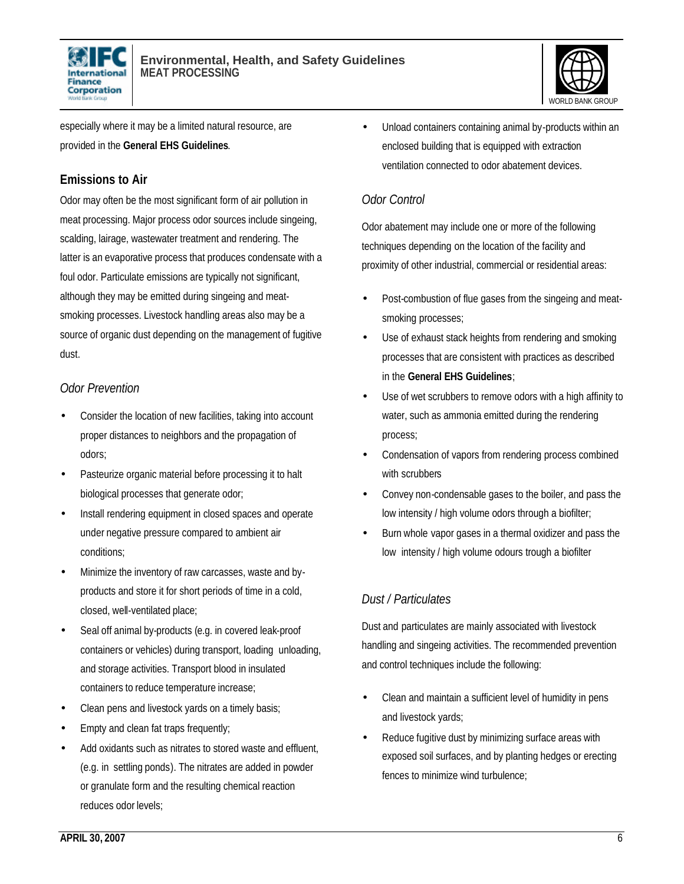especially where it may be a limited natural resource, are provided in the **General EHS Guidelines**.

## Emissions to Air

Odor may often be the most significant form of air pollution in meat processing. Major process odor sources include singeing, scalding, lairage, wastewater treatment and rendering. The latter is an evaporative process that produces condensate with a foul odor. Particulate emissions are typically not significant, although they may be emitted during singeing and meat-smoking processes. Livestock handling areas also may be a source of organic dust depending on the management of fugitive dust.

### *Odor Prevention*

- Consider the location of new facilities, taking into account proper distances to neighbors and the propagation of odors;
- Pasteurize organic material before processing it to halt biological processes that generate odor;
- Install rendering equipment in closed spaces and operate under negative pressure compared to ambient air conditions;
- Minimize the inventory of raw carcasses, waste and by-products and store it for short periods of time in a cold, closed, well-ventilated place;
- Seal off animal by-products (e.g. in covered leak-proof containers or vehicles) during transport, loading unloading, and storage activities. Transport blood in insulated containers to reduce temperature increase;
- Clean pens and livestock yards on a timely basis;
- Empty and clean fat traps frequently;
- Add oxidants such as nitrates to stored waste and effluent, (e.g. in settling ponds). The nitrates are added in powder or granulate form and the resulting chemical reaction reduces odor levels;
- Unload containers containing animal by-products within an enclosed building that is equipped with extraction ventilation connected to odor abatement devices.

### *Odor Control*

Odor abatement may include one or more of the following techniques depending on the location of the facility and proximity of other industrial, commercial or residential areas:

- Post-combustion of flue gases from the singeing and meat-smoking processes;
- Use of exhaust stack heights from rendering and smoking processes that are consistent with practices as described in the **General EHS Guidelines**;
- Use of wet scrubbers to remove odors with a high affinity to water, such as ammonia emitted during the rendering process;
- Condensation of vapors from rendering process combined with scrubbers
- Convey non-condensable gases to the boiler, and pass the low intensity / high volume odors through a biofilter;
- Burn whole vapor gases in a thermal oxidizer and pass the low intensity / high volume odours trough a biofilter

### *Dust / Particulates*

Dust and particulates are mainly associated with livestock handling and singeing activities. The recommended prevention and control techniques include the following:

- Clean and maintain a sufficient level of humidity in pens and livestock yards;
- Reduce fugitive dust by minimizing surface areas with exposed soil surfaces, and by planting hedges or erecting fences to minimize wind turbulence;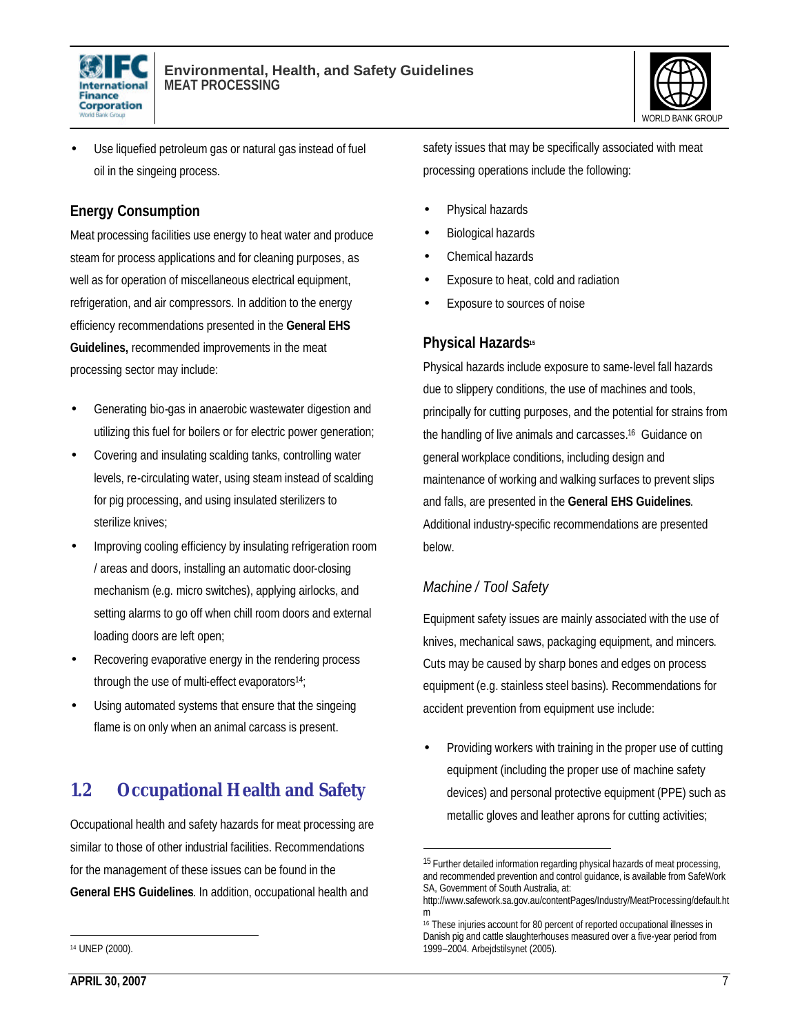- Use liquefied petroleum gas or natural gas instead of fuel oil in the singeing process.

### Energy Consumption

Meat processing facilities use energy to heat water and produce steam for process applications and for cleaning purposes, as well as for operation of miscellaneous electrical equipment, refrigeration, and air compressors. In addition to the energy efficiency recommendations presented in the **General EHS Guidelines,** recommended improvements in the meat processing sector may include:

- Generating bio-gas in anaerobic wastewater digestion and utilizing this fuel for boilers or for electric power generation;
- Covering and insulating scalding tanks, controlling water levels, re-circulating water, using steam instead of scalding for pig processing, and using insulated sterilizers to sterilize knives;
- Improving cooling efficiency by insulating refrigeration room / areas and doors, installing an automatic door-closing mechanism (e.g. micro switches), applying airlocks, and setting alarms to go off when chill room doors and external loading doors are left open;
- Recovering evaporative energy in the rendering process through the use of multi-effect evaporators[14];
- Using automated systems that ensure that the singeing flame is on only when an animal carcass is present.

## 1.2 Occupational Health and Safety

Occupational health and safety hazards for meat processing are similar to those of other industrial facilities. Recommendations for the management of these issues can be found in the **General EHS Guidelines**. In addition, occupational health and safety issues that may be specifically associated with meat processing operations include the following:

- Physical hazards
- Biological hazards
- Chemical hazards
- Exposure to heat, cold and radiation
- Exposure to sources of noise

### Physical Hazards[15]

Physical hazards include exposure to same-level fall hazards due to slippery conditions, the use of machines and tools, principally for cutting purposes, and the potential for strains from the handling of live animals and carcasses.[16] Guidance on general workplace conditions, including design and maintenance of working and walking surfaces to prevent slips and falls, are presented in the **General EHS Guidelines**. Additional industry-specific recommendations are presented below.

#### *Machine / Tool Safety*

Equipment safety issues are mainly associated with the use of knives, mechanical saws, packaging equipment, and mincers. Cuts may be caused by sharp bones and edges on process equipment (e.g. stainless steel basins). Recommendations for accident prevention from equipment use include:

- Providing workers with training in the proper use of cutting equipment (including the proper use of machine safety devices) and personal protective equipment (PPE) such as metallic gloves and leather aprons for cutting activities;

---

[14] UNEP (2000).

[15] Further detailed information regarding physical hazards of meat processing, and recommended prevention and control guidance, is available from SafeWork SA, Government of South Australia, at: http://www.safework.sa.gov.au/contentPages/Industry/MeatProcessing/default.htm

[16] These injuries account for 80 percent of reported occupational illnesses in Danish pig and cattle slaughterhouses measured over a five-year period from 1999–2004. Arbejdstilsynet (2005).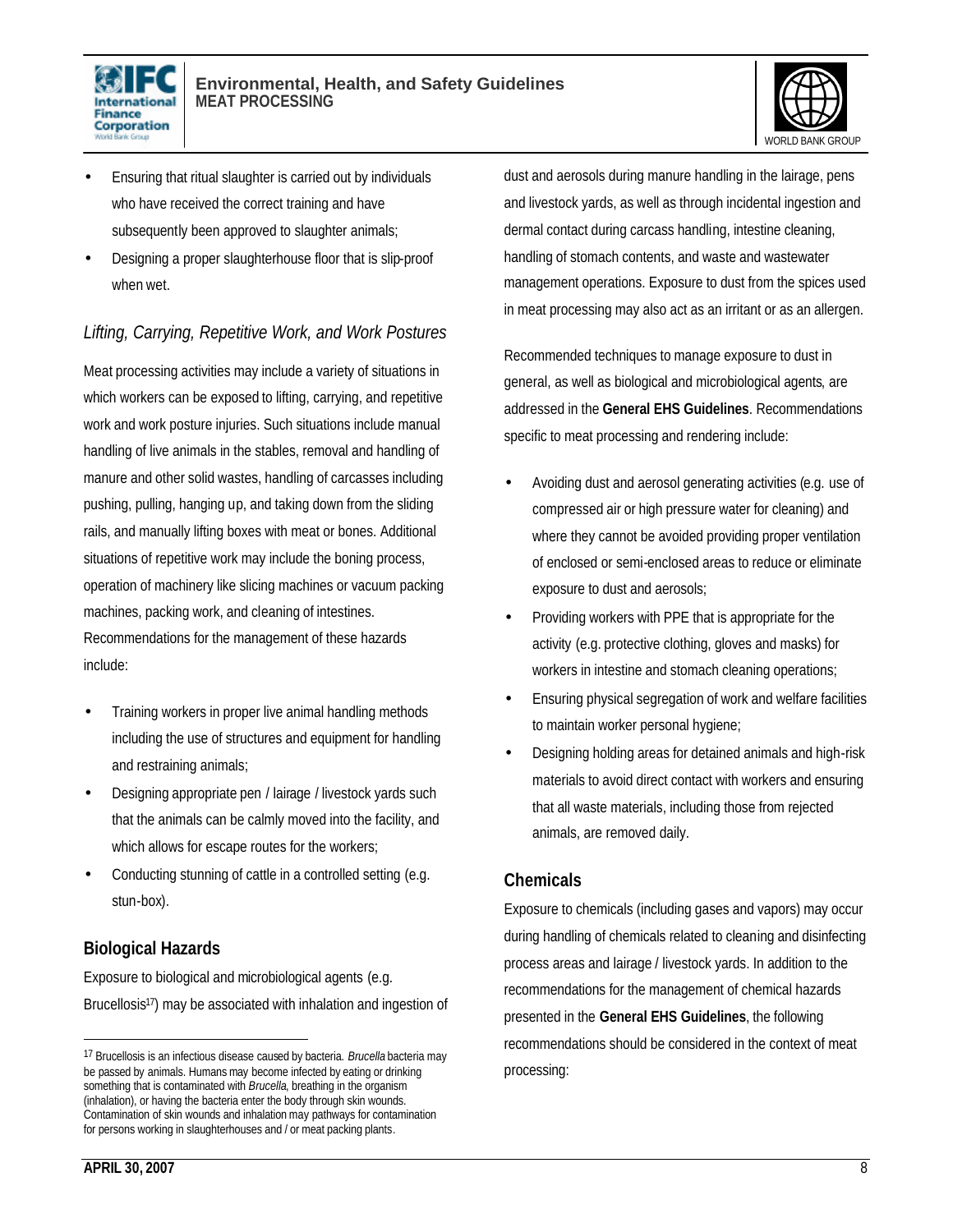- Ensuring that ritual slaughter is carried out by individuals who have received the correct training and have subsequently been approved to slaughter animals;
- Designing a proper slaughterhouse floor that is slip-proof when wet.

*Lifting, Carrying, Repetitive Work, and Work Postures*

Meat processing activities may include a variety of situations in which workers can be exposed to lifting, carrying, and repetitive work and work posture injuries. Such situations include manual handling of live animals in the stables, removal and handling of manure and other solid wastes, handling of carcasses including pushing, pulling, hanging up, and taking down from the sliding rails, and manually lifting boxes with meat or bones. Additional situations of repetitive work may include the boning process, operation of machinery like slicing machines or vacuum packing machines, packing work, and cleaning of intestines. Recommendations for the management of these hazards include:

- Training workers in proper live animal handling methods including the use of structures and equipment for handling and restraining animals;
- Designing appropriate pen / lairage / livestock yards such that the animals can be calmly moved into the facility, and which allows for escape routes for the workers;
- Conducting stunning of cattle in a controlled setting (e.g. stun-box).

### Biological Hazards

Exposure to biological and microbiological agents (e.g. Brucellosis[17]) may be associated with inhalation and ingestion of dust and aerosols during manure handling in the lairage, pens and livestock yards, as well as through incidental ingestion and dermal contact during carcass handling, intestine cleaning, handling of stomach contents, and waste and wastewater management operations. Exposure to dust from the spices used in meat processing may also act as an irritant or as an allergen.

Recommended techniques to manage exposure to dust in general, as well as biological and microbiological agents, are addressed in the **General EHS Guidelines**. Recommendations specific to meat processing and rendering include:

- Avoiding dust and aerosol generating activities (e.g. use of compressed air or high pressure water for cleaning) and where they cannot be avoided providing proper ventilation of enclosed or semi-enclosed areas to reduce or eliminate exposure to dust and aerosols;
- Providing workers with PPE that is appropriate for the activity (e.g. protective clothing, gloves and masks) for workers in intestine and stomach cleaning operations;
- Ensuring physical segregation of work and welfare facilities to maintain worker personal hygiene;
- Designing holding areas for detained animals and high-risk materials to avoid direct contact with workers and ensuring that all waste materials, including those from rejected animals, are removed daily.

### Chemicals

Exposure to chemicals (including gases and vapors) may occur during handling of chemicals related to cleaning and disinfecting process areas and lairage / livestock yards. In addition to the recommendations for the management of chemical hazards presented in the **General EHS Guidelines**, the following recommendations should be considered in the context of meat processing:

[17] Brucellosis is an infectious disease caused by bacteria. *Brucella* bacteria may be passed by animals. Humans may become infected by eating or drinking something that is contaminated with *Brucella*, breathing in the organism (inhalation), or having the bacteria enter the body through skin wounds. Contamination of skin wounds and inhalation may pathways for contamination for persons working in slaughterhouses and / or meat packing plants.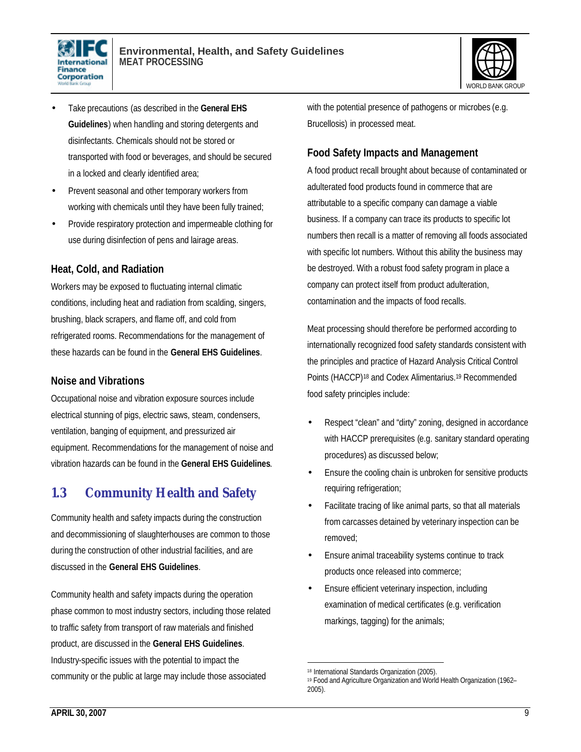- Take precautions (as described in the **General EHS Guidelines**) when handling and storing detergents and disinfectants. Chemicals should not be stored or transported with food or beverages, and should be secured in a locked and clearly identified area;
- Prevent seasonal and other temporary workers from working with chemicals until they have been fully trained;
- Provide respiratory protection and impermeable clothing for use during disinfection of pens and lairage areas.

### Heat, Cold, and Radiation

Workers may be exposed to fluctuating internal climatic conditions, including heat and radiation from scalding, singers, brushing, black scrapers, and flame off, and cold from refrigerated rooms. Recommendations for the management of these hazards can be found in the **General EHS Guidelines**.

### Noise and Vibrations

Occupational noise and vibration exposure sources include electrical stunning of pigs, electric saws, steam, condensers, ventilation, banging of equipment, and pressurized air equipment. Recommendations for the management of noise and vibration hazards can be found in the **General EHS Guidelines**.

## 1.3 Community Health and Safety

Community health and safety impacts during the construction and decommissioning of slaughterhouses are common to those during the construction of other industrial facilities, and are discussed in the **General EHS Guidelines**.

Community health and safety impacts during the operation phase common to most industry sectors, including those related to traffic safety from transport of raw materials and finished product, are discussed in the **General EHS Guidelines**. Industry-specific issues with the potential to impact the community or the public at large may include those associated with the potential presence of pathogens or microbes (e.g. Brucellosis) in processed meat.

### Food Safety Impacts and Management

A food product recall brought about because of contaminated or adulterated food products found in commerce that are attributable to a specific company can damage a viable business. If a company can trace its products to specific lot numbers then recall is a matter of removing all foods associated with specific lot numbers. Without this ability the business may be destroyed. With a robust food safety program in place a company can protect itself from product adulteration, contamination and the impacts of food recalls.

Meat processing should therefore be performed according to internationally recognized food safety standards consistent with the principles and practice of Hazard Analysis Critical Control Points (HACCP)[18] and Codex Alimentarius.[19] Recommended food safety principles include:

- Respect "clean" and "dirty" zoning, designed in accordance with HACCP prerequisites (e.g. sanitary standard operating procedures) as discussed below;
- Ensure the cooling chain is unbroken for sensitive products requiring refrigeration;
- Facilitate tracing of like animal parts, so that all materials from carcasses detained by veterinary inspection can be removed;
- Ensure animal traceability systems continue to track products once released into commerce;
- Ensure efficient veterinary inspection, including examination of medical certificates (e.g. verification markings, tagging) for the animals;

[18] International Standards Organization (2005).
[19] Food and Agriculture Organization and World Health Organization (1962–2005).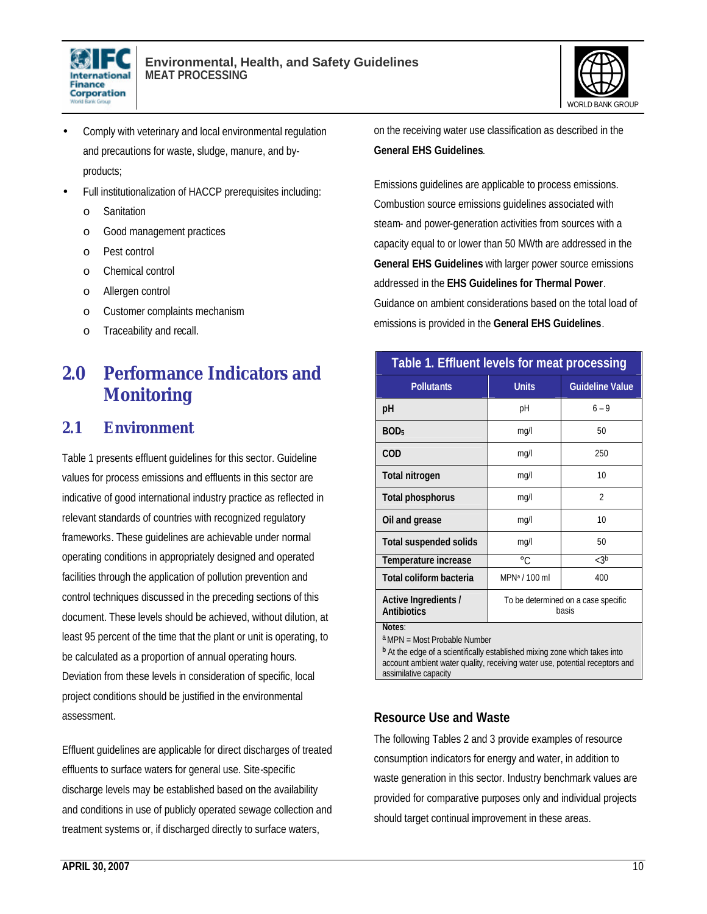- Comply with veterinary and local environmental regulation and precautions for waste, sludge, manure, and by-products;
- Full institutionalization of HACCP prerequisites including:
    - Sanitation
    - Good management practices
    - Pest control
    - Chemical control
    - Allergen control
    - Customer complaints mechanism
    - Traceability and recall.

# 2.0 Performance Indicators and Monitoring

## 2.1 Environment

Table 1 presents effluent guidelines for this sector. Guideline values for process emissions and effluents in this sector are indicative of good international industry practice as reflected in relevant standards of countries with recognized regulatory frameworks. These guidelines are achievable under normal operating conditions in appropriately designed and operated facilities through the application of pollution prevention and control techniques discussed in the preceding sections of this document. These levels should be achieved, without dilution, at least 95 percent of the time that the plant or unit is operating, to be calculated as a proportion of annual operating hours. Deviation from these levels in consideration of specific, local project conditions should be justified in the environmental assessment.

Effluent guidelines are applicable for direct discharges of treated effluents to surface waters for general use. Site-specific discharge levels may be established based on the availability and conditions in use of publicly operated sewage collection and treatment systems or, if discharged directly to surface waters, on the receiving water use classification as described in the **General EHS Guidelines**.

Emissions guidelines are applicable to process emissions. Combustion source emissions guidelines associated with steam- and power-generation activities from sources with a capacity equal to or lower than 50 MWth are addressed in the **General EHS Guidelines** with larger power source emissions addressed in the **EHS Guidelines for Thermal Power**. Guidance on ambient considerations based on the total load of emissions is provided in the **General EHS Guidelines**.

**Table 1. Effluent levels for meat processing**

| Pollutants | Units | Guideline Value |
|---|---|---|
| **pH** | pH | 6 – 9 |
| **$BOD_5$** | mg/l | 50 |
| **COD** | mg/l | 250 |
| **Total nitrogen** | mg/l | 10 |
| **Total phosphorus** | mg/l | 2 |
| **Oil and grease** | mg/l | 10 |
| **Total suspended solids** | mg/l | 50 |
| **Temperature increase** | °C | <3[b] |
| **Total coliform bacteria** | MPN[a] / 100 ml | 400 |
| **Active Ingredients / Antibiotics** | To be determined on a case specific basis | |

**Notes**:
[a] MPN = Most Probable Number
[b] At the edge of a scientifically established mixing zone which takes into account ambient water quality, receiving water use, potential receptors and assimilative capacity

### Resource Use and Waste

The following Tables 2 and 3 provide examples of resource consumption indicators for energy and water, in addition to waste generation in this sector. Industry benchmark values are provided for comparative purposes only and individual projects should target continual improvement in these areas.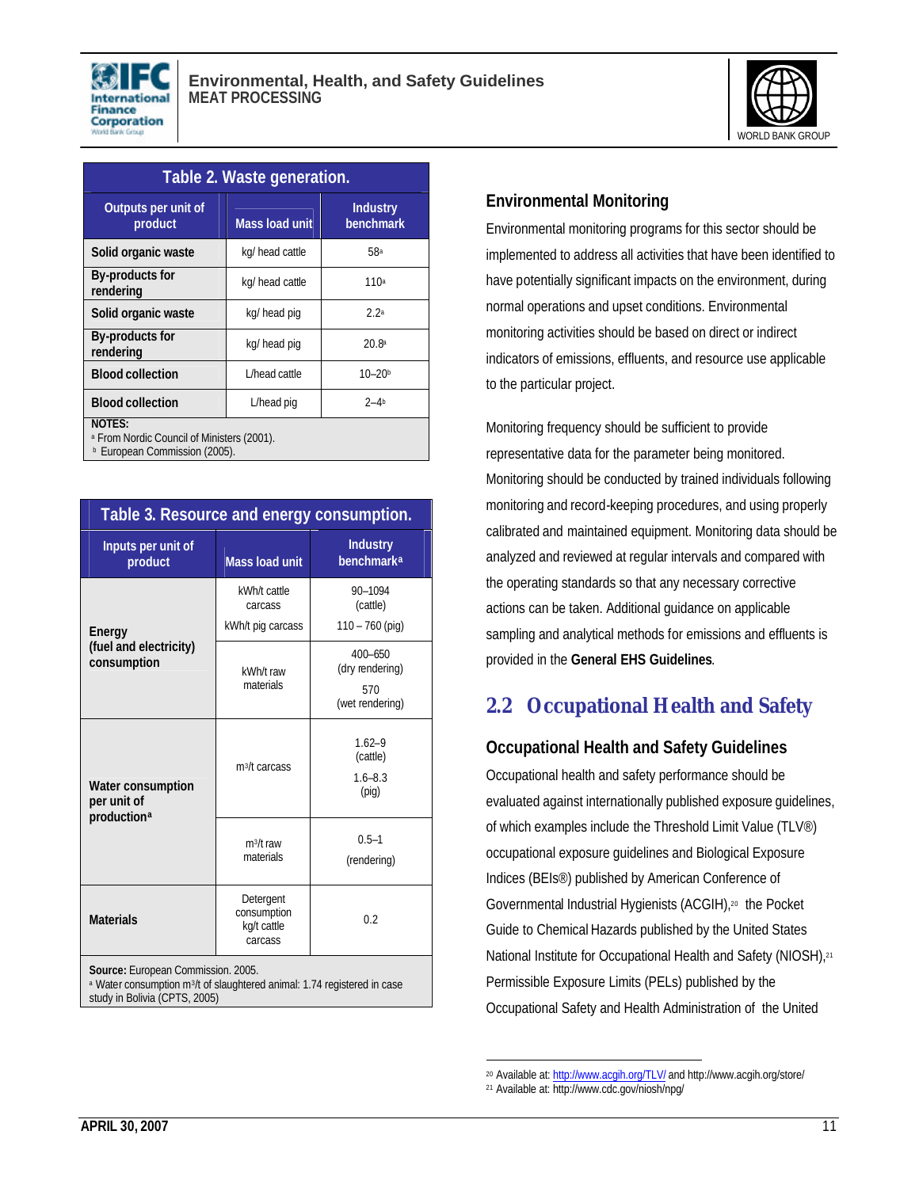**Table 2. Waste generation.**

| Outputs per unit of product | Mass load unit | Industry benchmark |
|---|---|---|
| Solid organic waste | kg/ head cattle | 58[a] |
| By-products for rendering | kg/ head cattle | 110[a] |
| Solid organic waste | kg/ head pig | 2.2[a] |
| By-products for rendering | kg/ head pig | 20.8[a] |
| Blood collection | L/head cattle | 10–20[b] |
| Blood collection | L/head pig | 2–4[b] |

NOTES:
[a] From Nordic Council of Ministers (2001).
[b] European Commission (2005).

**Table 3. Resource and energy consumption.**

| Inputs per unit of product | Mass load unit | Industry benchmark[a] |
|---|---|---|
| Energy (fuel and electricity) consumption | kWh/t cattle carcass | 90–1094 (cattle) |
| | kWh/t pig carcass | 110 – 760 (pig) |
| | kWh/t raw materials | 400–650 (dry rendering) 570 (wet rendering) |
| Water consumption per unit of production[a] | $m^3$/t carcass | 1.62–9 (cattle) 1.6–8.3 (pig) |
| | $m^3$/t raw materials | 0.5–1 (rendering) |
| Materials | Detergent consumption kg/t cattle carcass | 0.2 |

**Source:** European Commission. 2005.
[a] Water consumption $m^3$/t of slaughtered animal: 1.74 registered in case study in Bolivia (CPTS, 2005)

### Environmental Monitoring

Environmental monitoring programs for this sector should be implemented to address all activities that have been identified to have potentially significant impacts on the environment, during normal operations and upset conditions. Environmental monitoring activities should be based on direct or indirect indicators of emissions, effluents, and resource use applicable to the particular project.

Monitoring frequency should be sufficient to provide representative data for the parameter being monitored. Monitoring should be conducted by trained individuals following monitoring and record-keeping procedures, and using properly calibrated and maintained equipment. Monitoring data should be analyzed and reviewed at regular intervals and compared with the operating standards so that any necessary corrective actions can be taken. Additional guidance on applicable sampling and analytical methods for emissions and effluents is provided in the **General EHS Guidelines**.

## 2.2 Occupational Health and Safety

### Occupational Health and Safety Guidelines

Occupational health and safety performance should be evaluated against internationally published exposure guidelines, of which examples include the Threshold Limit Value (TLV®) occupational exposure guidelines and Biological Exposure Indices (BEIs®) published by American Conference of Governmental Industrial Hygienists (ACGIH),[20] the Pocket Guide to Chemical Hazards published by the United States National Institute for Occupational Health and Safety (NIOSH),[21] Permissible Exposure Limits (PELs) published by the Occupational Safety and Health Administration of the United

---

[20] Available at: http://www.acgih.org/TLV/ and http://www.acgih.org/store/
[21] Available at: http://www.cdc.gov/niosh/npg/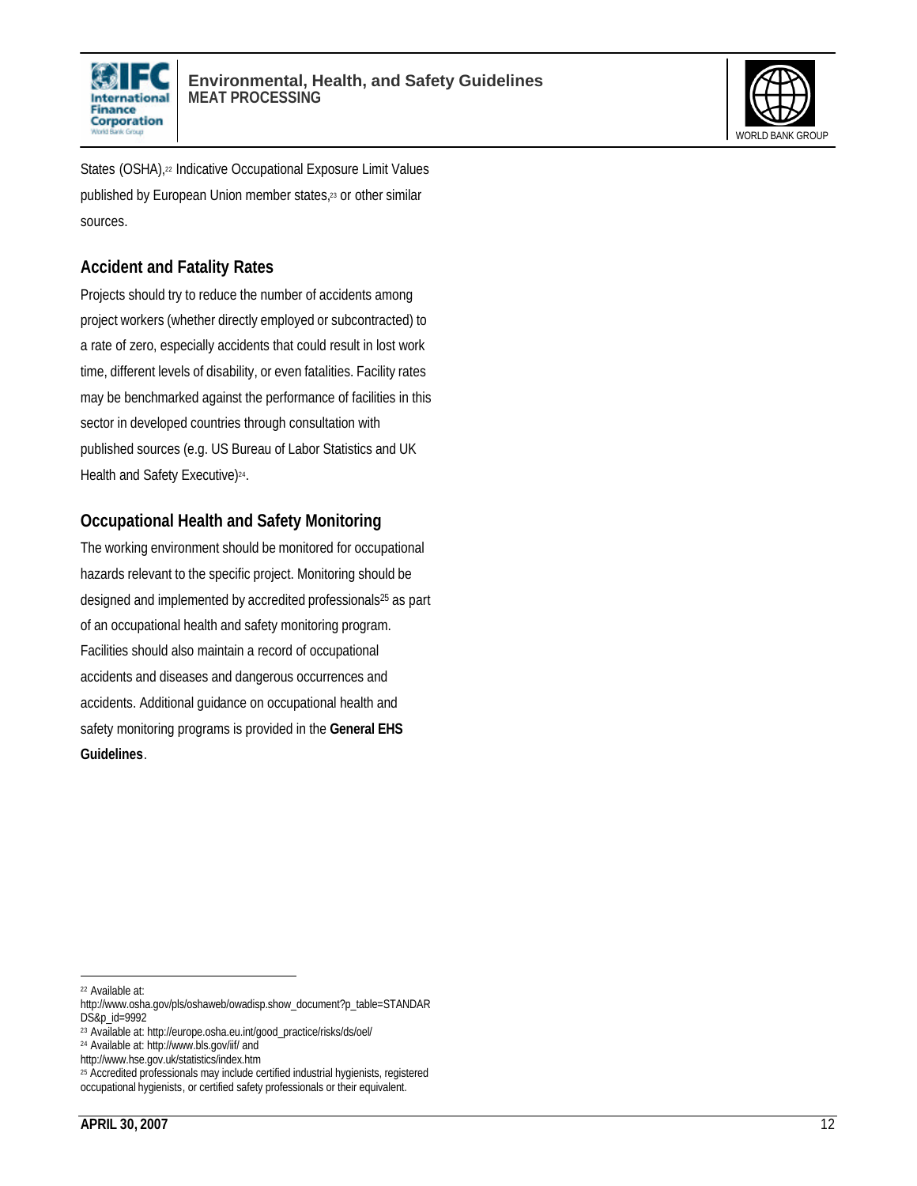States (OSHA),[22] Indicative Occupational Exposure Limit Values published by European Union member states,[23] or other similar sources.

## Accident and Fatality Rates

Projects should try to reduce the number of accidents among project workers (whether directly employed or subcontracted) to a rate of zero, especially accidents that could result in lost work time, different levels of disability, or even fatalities. Facility rates may be benchmarked against the performance of facilities in this sector in developed countries through consultation with published sources (e.g. US Bureau of Labor Statistics and UK Health and Safety Executive)[24].

## Occupational Health and Safety Monitoring

The working environment should be monitored for occupational hazards relevant to the specific project. Monitoring should be designed and implemented by accredited professionals[25] as part of an occupational health and safety monitoring program. Facilities should also maintain a record of occupational accidents and diseases and dangerous occurrences and accidents. Additional guidance on occupational health and safety monitoring programs is provided in the **General EHS Guidelines**.

---

[22] Available at: http://www.osha.gov/pls/oshaweb/owadisp.show_document?p_table=STANDARDS&p_id=9992

[23] Available at: http://europe.osha.eu.int/good_practice/risks/ds/oel/

[24] Available at: http://www.bls.gov/iif/ and http://www.hse.gov.uk/statistics/index.htm

[25] Accredited professionals may include certified industrial hygienists, registered occupational hygienists, or certified safety professionals or their equivalent.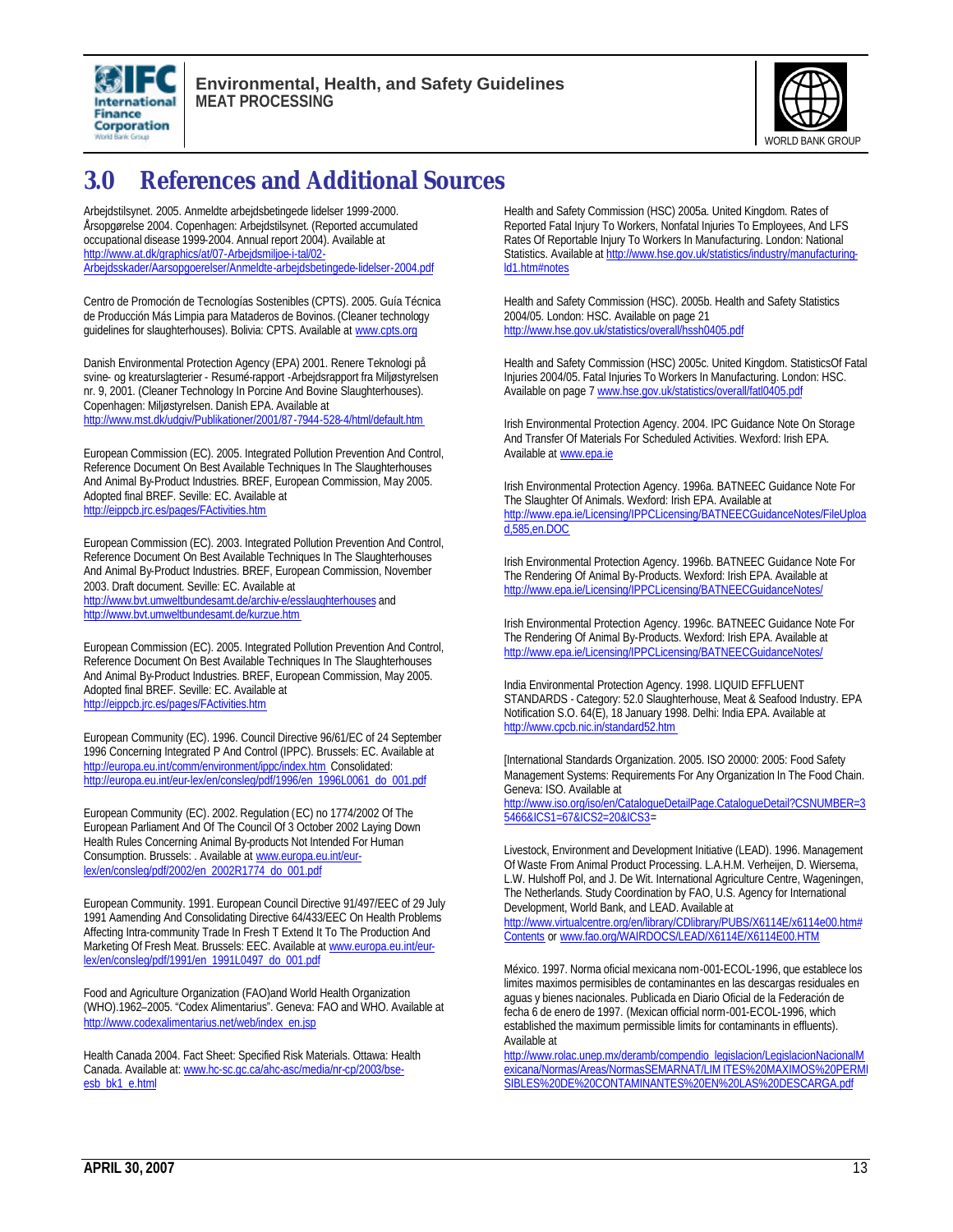# 3.0 References and Additional Sources

Arbejdstilsynet. 2005. Anmeldte arbejdsbetingede lidelser 1999-2000. Årsopgørelse 2004. Copenhagen: Arbejdstilsynet. (Reported accumulated occupational disease 1999-2004. Annual report 2004). Available at http://www.at.dk/graphics/at/07-Arbejdsmiljoe-i-tal/02-Arbejdsskader/Aarsopgoerelser/Anmeldte-arbejdsbetingede-lidelser-2004.pdf

Centro de Promoción de Tecnologías Sostenibles (CPTS). 2005. Guía Técnica de Producción Más Limpia para Mataderos de Bovinos. (Cleaner technology guidelines for slaughterhouses). Bolivia: CPTS. Available at www.cpts.org

Danish Environmental Protection Agency (EPA) 2001. Renere Teknologi på svine- og kreaturslagterier - Resumé-rapport -Arbejdsrapport fra Miljøstyrelsen nr. 9, 2001. (Cleaner Technology In Porcine And Bovine Slaughterhouses). Copenhagen: Miljøstyrelsen. Danish EPA. Available at http://www.mst.dk/udgiv/Publikationer/2001/87-7944-528-4/html/default.htm

European Commission (EC). 2005. Integrated Pollution Prevention And Control, Reference Document On Best Available Techniques In The Slaughterhouses And Animal By-Product Industries. BREF, European Commission, May 2005. Adopted final BREF. Seville: EC. Available at http://eippcb.jrc.es/pages/FActivities.htm

European Commission (EC). 2003. Integrated Pollution Prevention And Control, Reference Document On Best Available Techniques In The Slaughterhouses And Animal By-Product Industries. BREF, European Commission, November 2003. Draft document. Seville: EC. Available at http://www.bvt.umweltbundesamt.de/archiv-e/esslaughterhouses and http://www.bvt.umweltbundesamt.de/kurzue.htm

European Commission (EC). 2005. Integrated Pollution Prevention And Control, Reference Document On Best Available Techniques In The Slaughterhouses And Animal By-Product Industries. BREF, European Commission, May 2005. Adopted final BREF. Seville: EC. Available at http://eippcb.jrc.es/pages/FActivities.htm

European Community (EC). 1996. Council Directive 96/61/EC of 24 September 1996 Concerning Integrated P And Control (IPPC). Brussels: EC. Available at http://europa.eu.int/comm/environment/ippc/index.htm Consolidated: http://europa.eu.int/eur-lex/en/consleg/pdf/1996/en_1996L0061_do_001.pdf

European Community (EC). 2002. Regulation (EC) no 1774/2002 Of The European Parliament And Of The Council Of 3 October 2002 Laying Down Health Rules Concerning Animal By-products Not Intended For Human Consumption. Brussels: . Available at www.europa.eu.int/eur-lex/en/consleg/pdf/2002/en_2002R1774_do_001.pdf

European Community. 1991. European Council Directive 91/497/EEC of 29 July 1991 Aamending And Consolidating Directive 64/433/EEC On Health Problems Affecting Intra-community Trade In Fresh T Extend It To The Production And Marketing Of Fresh Meat. Brussels: EEC. Available at www.europa.eu.int/eur-lex/en/consleg/pdf/1991/en_1991L0497_do_001.pdf

Food and Agriculture Organization (FAO)and World Health Organization (WHO).1962–2005. "Codex Alimentarius". Geneva: FAO and WHO. Available at http://www.codexalimentarius.net/web/index_en.jsp

Health Canada 2004. Fact Sheet: Specified Risk Materials. Ottawa: Health Canada. Available at: www.hc-sc.gc.ca/ahc-asc/media/nr-cp/2003/bse-esb_bk1_e.html

Health and Safety Commission (HSC) 2005a. United Kingdom. Rates of Reported Fatal Injury To Workers, Nonfatal Injuries To Employees, And LFS Rates Of Reportable Injury To Workers In Manufacturing. London: National Statistics. Available at http://www.hse.gov.uk/statistics/industry/manufacturing-ld1.htm#notes

Health and Safety Commission (HSC). 2005b. Health and Safety Statistics 2004/05. London: HSC. Available on page 21 http://www.hse.gov.uk/statistics/overall/hssh0405.pdf

Health and Safety Commission (HSC) 2005c. United Kingdom. StatisticsOf Fatal Injuries 2004/05. Fatal Injuries To Workers In Manufacturing. London: HSC. Available on page 7 www.hse.gov.uk/statistics/overall/fatl0405.pdf

Irish Environmental Protection Agency. 2004. IPC Guidance Note On Storage And Transfer Of Materials For Scheduled Activities. Wexford: Irish EPA. Available at www.epa.ie

Irish Environmental Protection Agency. 1996a. BATNEEC Guidance Note For The Slaughter Of Animals. Wexford: Irish EPA. Available at http://www.epa.ie/Licensing/IPPCLicensing/BATNEECGuidanceNotes/FileUpload,585,en.DOC

Irish Environmental Protection Agency. 1996b. BATNEEC Guidance Note For The Rendering Of Animal By-Products. Wexford: Irish EPA. Available at http://www.epa.ie/Licensing/IPPCLicensing/BATNEECGuidanceNotes/

Irish Environmental Protection Agency. 1996c. BATNEEC Guidance Note For The Rendering Of Animal By-Products. Wexford: Irish EPA. Available at http://www.epa.ie/Licensing/IPPCLicensing/BATNEECGuidanceNotes/

India Environmental Protection Agency. 1998. LIQUID EFFLUENT STANDARDS - Category: 52.0 Slaughterhouse, Meat & Seafood Industry. EPA Notification S.O. 64(E), 18 January 1998. Delhi: India EPA. Available at http://www.cpcb.nic.in/standard52.htm

[International Standards Organization. 2005. ISO 20000: 2005: Food Safety Management Systems: Requirements For Any Organization In The Food Chain. Geneva: ISO. Available at http://www.iso.org/iso/en/CatalogueDetailPage.CatalogueDetail?CSNUMBER=35466&ICS1=67&ICS2=20&ICS3=

Livestock, Environment and Development Initiative (LEAD). 1996. Management Of Waste From Animal Product Processing. L.A.H.M. Verheijen, D. Wiersema, L.W. Hulshoff Pol, and J. De Wit. International Agriculture Centre, Wageningen, The Netherlands. Study Coordination by FAO, U.S. Agency for International Development, World Bank, and LEAD. Available at http://www.virtualcentre.org/en/library/CDlibrary/PUBS/X6114E/x6114e00.htm#Contents or www.fao.org/WAIRDOCS/LEAD/X6114E/X6114E00.HTM

México. 1997. Norma oficial mexicana nom-001-ECOL-1996, que establece los limites maximos permisibles de contaminantes en las descargas residuales en aguas y bienes nacionales. Publicada en Diario Oficial de la Federación de fecha 6 de enero de 1997. (Mexican official norm-001-ECOL-1996, which established the maximum permissible limits for contaminants in effluents). Available at http://www.rolac.unep.mx/deramb/compendio_legislacion/LegislacionNacionalMexicana/Normas/Areas/NormasSEMARNAT/LIM ITES%20MAXIMOS%20PERMISIBLES%20DE%20CONTAMINANTES%20EN%20LAS%20DESCARGA.pdf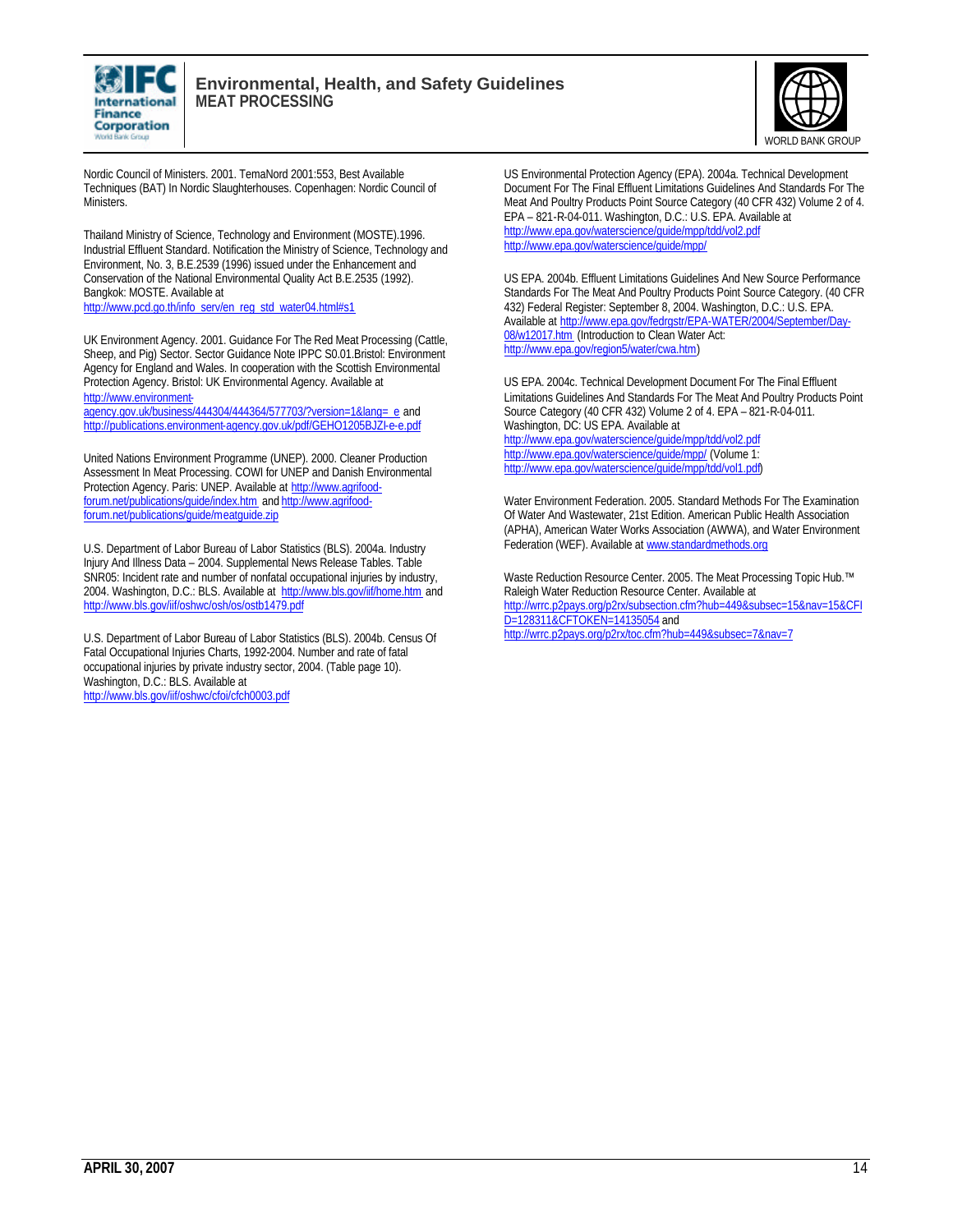Nordic Council of Ministers. 2001. TemaNord 2001:553, Best Available Techniques (BAT) In Nordic Slaughterhouses. Copenhagen: Nordic Council of Ministers.

Thailand Ministry of Science, Technology and Environment (MOSTE).1996. Industrial Effluent Standard. Notification the Ministry of Science, Technology and Environment, No. 3, B.E.2539 (1996) issued under the Enhancement and Conservation of the National Environmental Quality Act B.E.2535 (1992). Bangkok: MOSTE. Available at http://www.pcd.go.th/info_serv/en_reg_std_water04.html#s1

UK Environment Agency. 2001. Guidance For The Red Meat Processing (Cattle, Sheep, and Pig) Sector. Sector Guidance Note IPPC S0.01.Bristol: Environment Agency for England and Wales. In cooperation with the Scottish Environmental Protection Agency. Bristol: UK Environmental Agency. Available at http://www.environment-agency.gov.uk/business/444304/444364/577703/?version=1&lang=_e and http://publications.environment-agency.gov.uk/pdf/GEHO1205BJZI-e-e.pdf

United Nations Environment Programme (UNEP). 2000. Cleaner Production Assessment In Meat Processing. COWI for UNEP and Danish Environmental Protection Agency. Paris: UNEP. Available at http://www.agrifood-forum.net/publications/guide/index.htm and http://www.agrifood-forum.net/publications/guide/meatguide.zip

U.S. Department of Labor Bureau of Labor Statistics (BLS). 2004a. Industry Injury And Illness Data – 2004. Supplemental News Release Tables. Table SNR05: Incident rate and number of nonfatal occupational injuries by industry, 2004. Washington, D.C.: BLS. Available at http://www.bls.gov/iif/home.htm and http://www.bls.gov/iif/oshwc/osh/os/ostb1479.pdf

U.S. Department of Labor Bureau of Labor Statistics (BLS). 2004b. Census Of Fatal Occupational Injuries Charts, 1992-2004. Number and rate of fatal occupational injuries by private industry sector, 2004. (Table page 10). Washington, D.C.: BLS. Available at http://www.bls.gov/iif/oshwc/cfoi/cfch0003.pdf

US Environmental Protection Agency (EPA). 2004a. Technical Development Document For The Final Effluent Limitations Guidelines And Standards For The Meat And Poultry Products Point Source Category (40 CFR 432) Volume 2 of 4. EPA – 821-R-04-011. Washington, D.C.: U.S. EPA. Available at http://www.epa.gov/waterscience/guide/mpp/tdd/vol2.pdf http://www.epa.gov/waterscience/guide/mpp/

US EPA. 2004b. Effluent Limitations Guidelines And New Source Performance Standards For The Meat And Poultry Products Point Source Category. (40 CFR 432) Federal Register: September 8, 2004. Washington, D.C.: U.S. EPA. Available at http://www.epa.gov/fedrgstr/EPA-WATER/2004/September/Day-08/w12017.htm (Introduction to Clean Water Act: http://www.epa.gov/region5/water/cwa.htm)

US EPA. 2004c. Technical Development Document For The Final Effluent Limitations Guidelines And Standards For The Meat And Poultry Products Point Source Category (40 CFR 432) Volume 2 of 4. EPA – 821-R-04-011. Washington, DC: US EPA. Available at http://www.epa.gov/waterscience/guide/mpp/tdd/vol2.pdf http://www.epa.gov/waterscience/guide/mpp/ (Volume 1: http://www.epa.gov/waterscience/guide/mpp/tdd/vol1.pdf)

Water Environment Federation. 2005. Standard Methods For The Examination Of Water And Wastewater, 21st Edition. American Public Health Association (APHA), American Water Works Association (AWWA), and Water Environment Federation (WEF). Available at www.standardmethods.org

Waste Reduction Resource Center. 2005. The Meat Processing Topic Hub.™ Raleigh Water Reduction Resource Center. Available at http://wrrc.p2pays.org/p2rx/subsection.cfm?hub=449&subsec=15&nav=15&CFID=128311&CFTOKEN=14135054 and http://wrrc.p2pays.org/p2rx/toc.cfm?hub=449&subsec=7&nav=7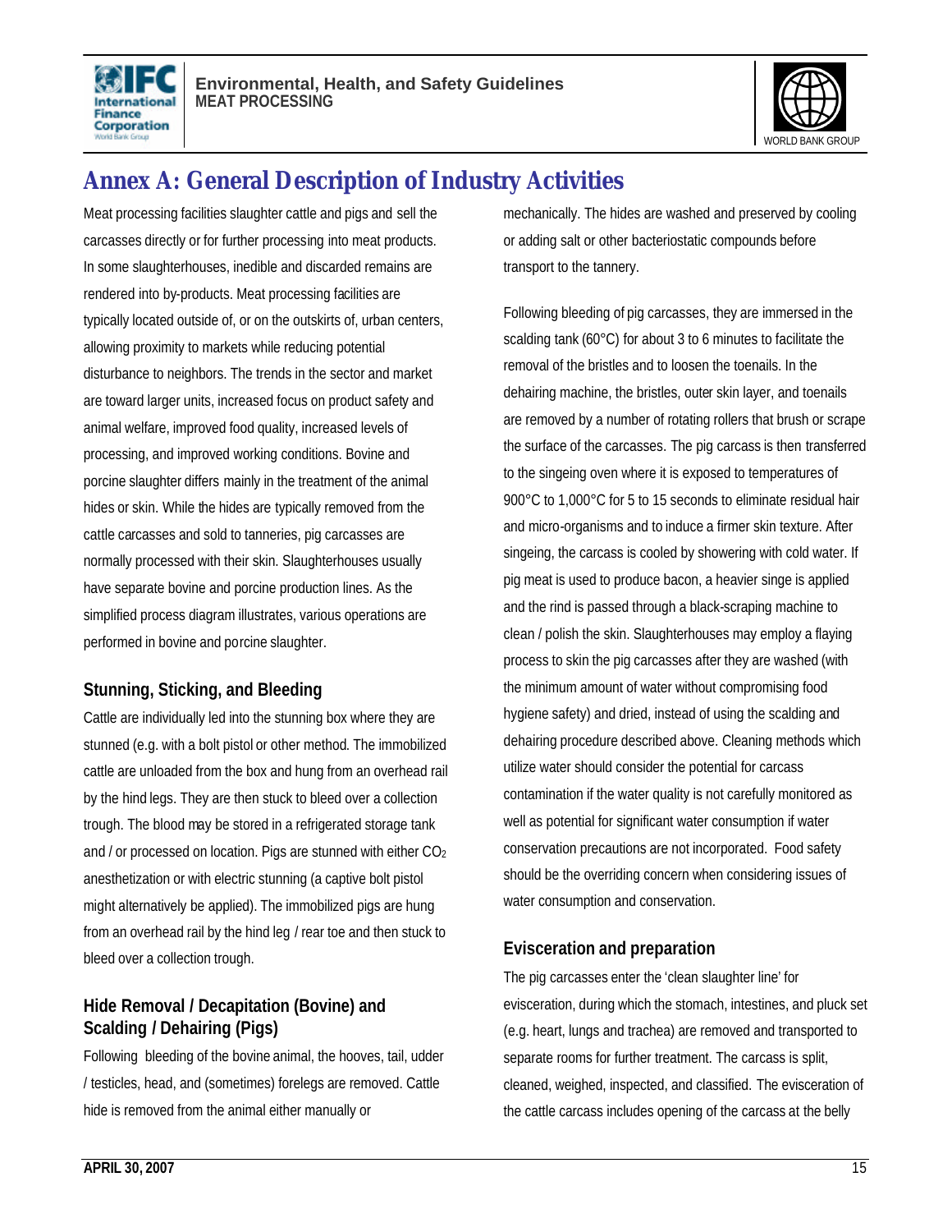# Annex A: General Description of Industry Activities

Meat processing facilities slaughter cattle and pigs and sell the carcasses directly or for further processing into meat products. In some slaughterhouses, inedible and discarded remains are rendered into by-products. Meat processing facilities are typically located outside of, or on the outskirts of, urban centers, allowing proximity to markets while reducing potential disturbance to neighbors. The trends in the sector and market are toward larger units, increased focus on product safety and animal welfare, improved food quality, increased levels of processing, and improved working conditions. Bovine and porcine slaughter differs mainly in the treatment of the animal hides or skin. While the hides are typically removed from the cattle carcasses and sold to tanneries, pig carcasses are normally processed with their skin. Slaughterhouses usually have separate bovine and porcine production lines. As the simplified process diagram illustrates, various operations are performed in bovine and porcine slaughter.

## Stunning, Sticking, and Bleeding

Cattle are individually led into the stunning box where they are stunned (e.g. with a bolt pistol or other method. The immobilized cattle are unloaded from the box and hung from an overhead rail by the hind legs. They are then stuck to bleed over a collection trough. The blood may be stored in a refrigerated storage tank and / or processed on location. Pigs are stunned with either $CO_2$ anesthetization or with electric stunning (a captive bolt pistol might alternatively be applied). The immobilized pigs are hung from an overhead rail by the hind leg / rear toe and then stuck to bleed over a collection trough.

## Hide Removal / Decapitation (Bovine) and Scalding / Dehairing (Pigs)

Following bleeding of the bovine animal, the hooves, tail, udder / testicles, head, and (sometimes) forelegs are removed. Cattle hide is removed from the animal either manually or mechanically. The hides are washed and preserved by cooling or adding salt or other bacteriostatic compounds before transport to the tannery.

Following bleeding of pig carcasses, they are immersed in the scalding tank (60°C) for about 3 to 6 minutes to facilitate the removal of the bristles and to loosen the toenails. In the dehairing machine, the bristles, outer skin layer, and toenails are removed by a number of rotating rollers that brush or scrape the surface of the carcasses. The pig carcass is then transferred to the singeing oven where it is exposed to temperatures of 900°C to 1,000°C for 5 to 15 seconds to eliminate residual hair and micro-organisms and to induce a firmer skin texture. After singeing, the carcass is cooled by showering with cold water. If pig meat is used to produce bacon, a heavier singe is applied and the rind is passed through a black-scraping machine to clean / polish the skin. Slaughterhouses may employ a flaying process to skin the pig carcasses after they are washed (with the minimum amount of water without compromising food hygiene safety) and dried, instead of using the scalding and dehairing procedure described above. Cleaning methods which utilize water should consider the potential for carcass contamination if the water quality is not carefully monitored as well as potential for significant water consumption if water conservation precautions are not incorporated. Food safety should be the overriding concern when considering issues of water consumption and conservation.

## Evisceration and preparation

The pig carcasses enter the 'clean slaughter line' for evisceration, during which the stomach, intestines, and pluck set (e.g. heart, lungs and trachea) are removed and transported to separate rooms for further treatment. The carcass is split, cleaned, weighed, inspected, and classified. The evisceration of the cattle carcass includes opening of the carcass at the belly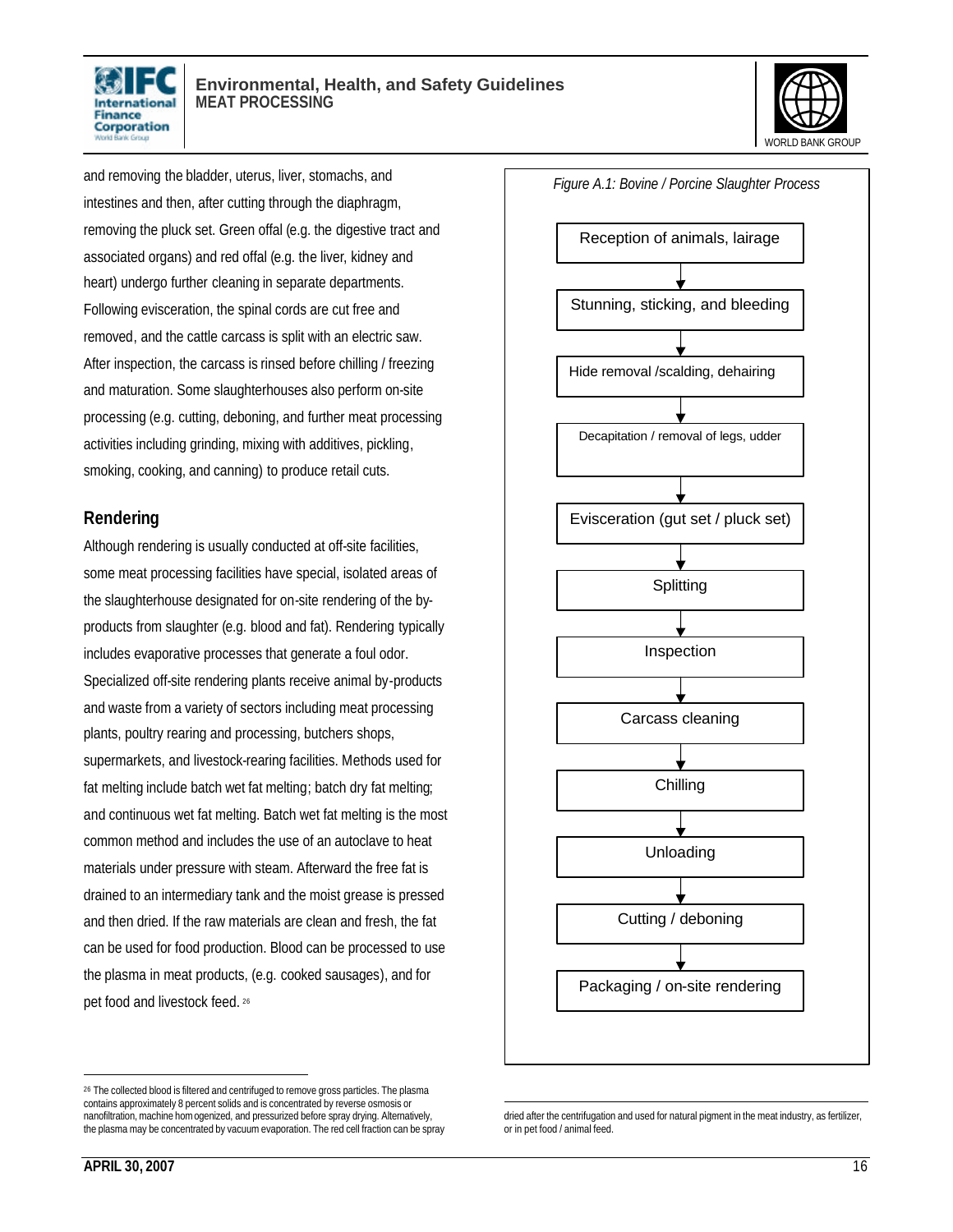and removing the bladder, uterus, liver, stomachs, and intestines and then, after cutting through the diaphragm, removing the pluck set. Green offal (e.g. the digestive tract and associated organs) and red offal (e.g. the liver, kidney and heart) undergo further cleaning in separate departments. Following evisceration, the spinal cords are cut free and removed, and the cattle carcass is split with an electric saw. After inspection, the carcass is rinsed before chilling / freezing and maturation. Some slaughterhouses also perform on-site processing (e.g. cutting, deboning, and further meat processing activities including grinding, mixing with additives, pickling, smoking, cooking, and canning) to produce retail cuts.

## Rendering

Although rendering is usually conducted at off-site facilities, some meat processing facilities have special, isolated areas of the slaughterhouse designated for on-site rendering of the by-products from slaughter (e.g. blood and fat). Rendering typically includes evaporative processes that generate a foul odor. Specialized off-site rendering plants receive animal by-products and waste from a variety of sectors including meat processing plants, poultry rearing and processing, butchers shops, supermarkets, and livestock-rearing facilities. Methods used for fat melting include batch wet fat melting; batch dry fat melting; and continuous wet fat melting. Batch wet fat melting is the most common method and includes the use of an autoclave to heat materials under pressure with steam. Afterward the free fat is drained to an intermediary tank and the moist grease is pressed and then dried. If the raw materials are clean and fresh, the fat can be used for food production. Blood can be processed to use the plasma in meat products, (e.g. cooked sausages), and for pet food and livestock feed.[26]

*Figure A.1: Bovine / Porcine Slaughter Process*

Reception of animals, lairage

Stunning, sticking, and bleeding

Hide removal /scalding, dehairing

Decapitation / removal of legs, udder

Evisceration (gut set / pluck set)

Splitting

Inspection

Carcass cleaning

Chilling

Unloading

Cutting / deboning

Packaging / on-site rendering

---

[26] The collected blood is filtered and centrifuged to remove gross particles. The plasma contains approximately 8 percent solids and is concentrated by reverse osmosis or nanofiltration, machine homogenized, and pressurized before spray drying. Alternatively, the plasma may be concentrated by vacuum evaporation. The red cell fraction can be spray dried after the centrifugation and used for natural pigment in the meat industry, as fertilizer, or in pet food / animal feed.